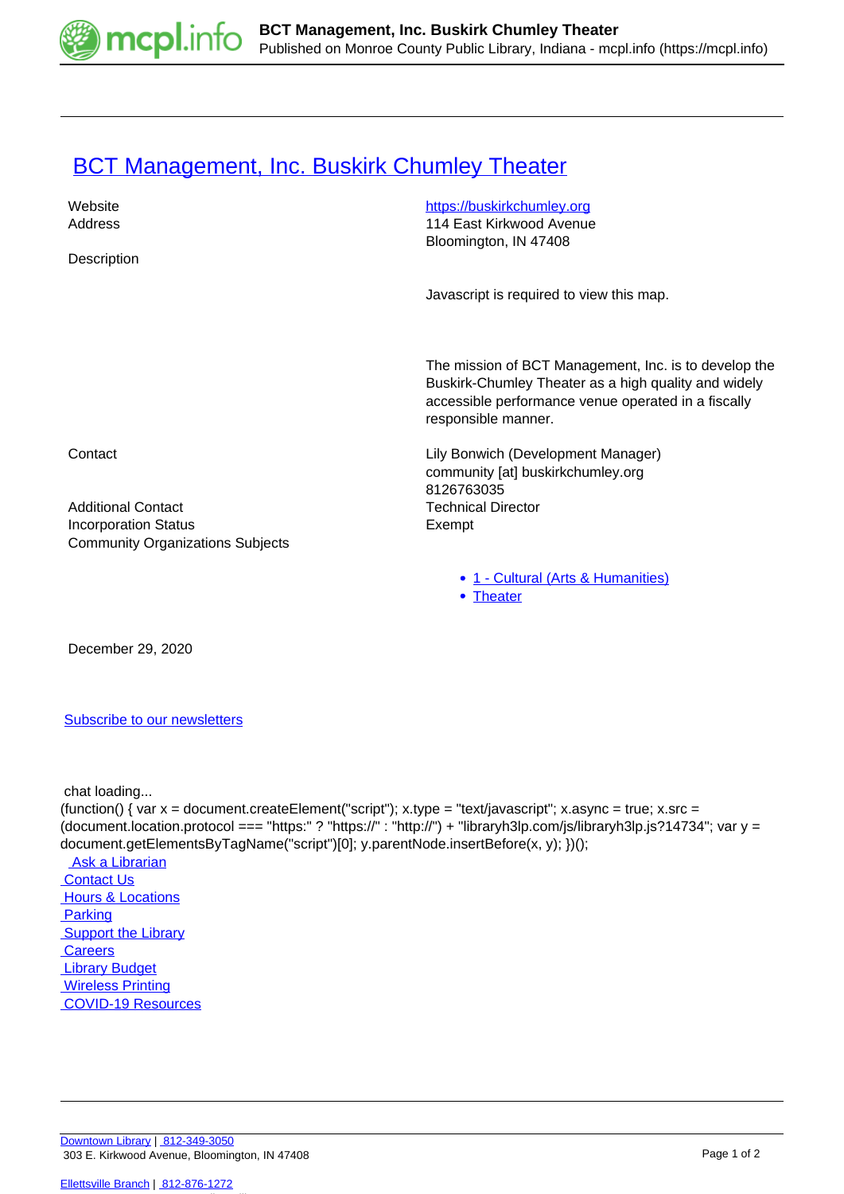# [BCT Management, Inc. Buskirk Chumley Theater](https://mcpl.info)

| | |
|---|---|
| Website | [https://buskirkchumley.org](https://buskirkchumley.org) |
| Address | 114 East Kirkwood Avenue<br>Bloomington, IN 47408 |
| Description | Javascript is required to view this map.<br><br>The mission of BCT Management, Inc. is to develop the Buskirk-Chumley Theater as a high quality and widely accessible performance venue operated in a fiscally responsible manner. |
| Contact | Lily Bonwich (Development Manager)<br>community [at] buskirkchumley.org<br>8126763035 |
| Additional Contact | Technical Director |
| Incorporation Status | Exempt |
| Community Organizations Subjects | • 1 - Cultural (Arts & Humanities)<br>• Theater |

December 29, 2020

Subscribe to our newsletters

chat loading...

```
(function() { var x = document.createElement("script"); x.type = "text/javascript"; x.async = true; x.src = (document.location.protocol === "https:" ? "https://" : "http://") + "libraryh3lp.com/js/libraryh3lp.js?14734"; var y = document.getElementsByTagName("script")[0]; y.parentNode.insertBefore(x, y); })();
```

Ask a Librarian
Contact Us
Hours & Locations
Parking
Support the Library
Careers
Library Budget
Wireless Printing
COVID-19 Resources

Downtown Library | 812-349-3050
303 E. Kirkwood Avenue, Bloomington, IN 47408

Ellettsville Branch | 812-876-1272